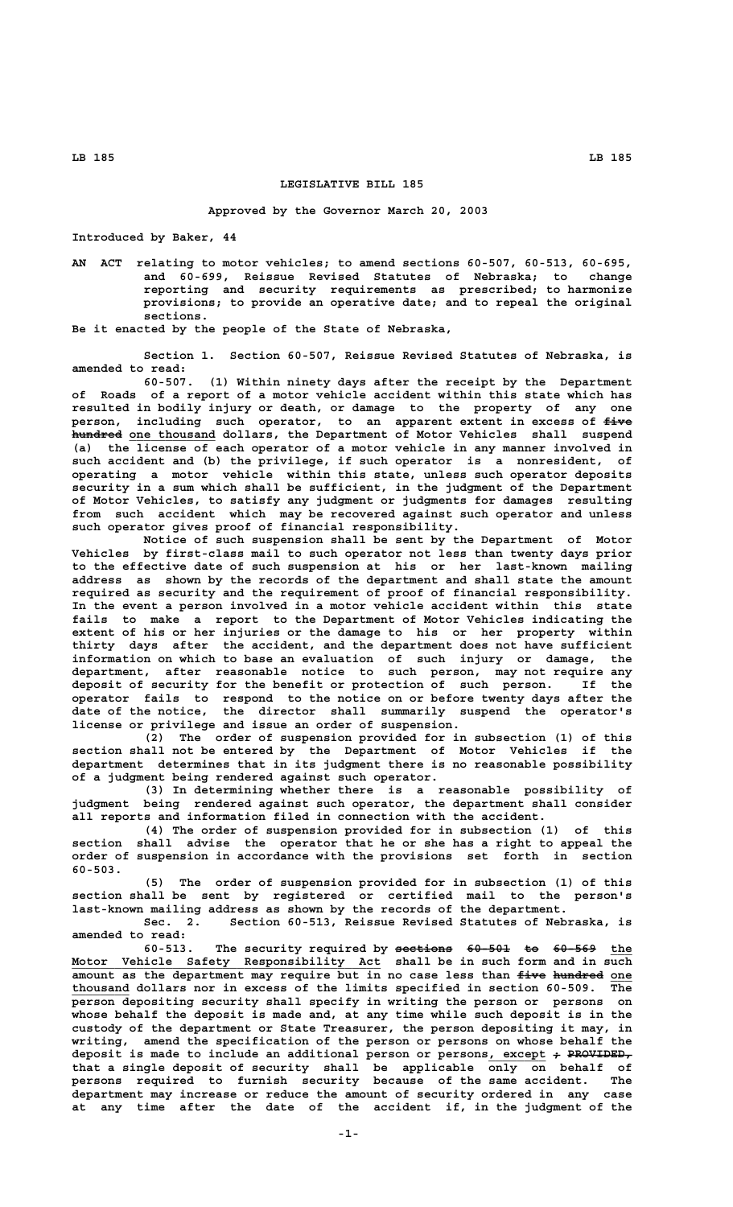# LEGISLATIVE BILL 185

Approved by the Governor March 20, 2003

Introduced by Baker, 44

AN ACT relating to motor vehicles; to amend sections 60-507, 60-513, 60-695, and 60-699, Reissue Revised Statutes of Nebraska; to change reporting and security requirements as prescribed; to harmonize provisions; to provide an operative date; and to repeal the original sections.

Be it enacted by the people of the State of Nebraska,

Section 1. Section 60-507, Reissue Revised Statutes of Nebraska, is amended to read:

60-507. (1) Within ninety days after the receipt by the Department of Roads of a report of a motor vehicle accident within this state which has resulted in bodily injury or death, or damage to the property of any one person, including such operator, to an apparent extent in excess of ~~five hundred~~ one thousand dollars, the Department of Motor Vehicles shall suspend (a) the license of each operator of a motor vehicle in any manner involved in such accident and (b) the privilege, if such operator is a nonresident, of operating a motor vehicle within this state, unless such operator deposits security in a sum which shall be sufficient, in the judgment of the Department of Motor Vehicles, to satisfy any judgment or judgments for damages resulting from such accident which may be recovered against such operator and unless such operator gives proof of financial responsibility.

Notice of such suspension shall be sent by the Department of Motor Vehicles by first-class mail to such operator not less than twenty days prior to the effective date of such suspension at his or her last-known mailing address as shown by the records of the department and shall state the amount required as security and the requirement of proof of financial responsibility. In the event a person involved in a motor vehicle accident within this state fails to make a report to the Department of Motor Vehicles indicating the extent of his or her injuries or the damage to his or her property within thirty days after the accident, and the department does not have sufficient information on which to base an evaluation of such injury or damage, the department, after reasonable notice to such person, may not require any deposit of security for the benefit or protection of such person. If the operator fails to respond to the notice on or before twenty days after the date of the notice, the director shall summarily suspend the operator's license or privilege and issue an order of suspension.

(2) The order of suspension provided for in subsection (1) of this section shall not be entered by the Department of Motor Vehicles if the department determines that in its judgment there is no reasonable possibility of a judgment being rendered against such operator.

(3) In determining whether there is a reasonable possibility of judgment being rendered against such operator, the department shall consider all reports and information filed in connection with the accident.

(4) The order of suspension provided for in subsection (1) of this section shall advise the operator that he or she has a right to appeal the order of suspension in accordance with the provisions set forth in section 60-503.

(5) The order of suspension provided for in subsection (1) of this section shall be sent by registered or certified mail to the person's last-known mailing address as shown by the records of the department.

Sec. 2. Section 60-513, Reissue Revised Statutes of Nebraska, is amended to read:

60-513. The security required by ~~sections 60-501 to 60-569~~ the Motor Vehicle Safety Responsibility Act shall be in such form and in such amount as the department may require but in no case less than ~~five hundred~~ one thousand dollars nor in excess of the limits specified in section 60-509. The person depositing security shall specify in writing the person or persons on whose behalf the deposit is made and, at any time while such deposit is in the custody of the department or State Treasurer, the person depositing it may, in writing, amend the specification of the person or persons on whose behalf the deposit is made to include an additional person or persons, except ~~; PROVIDED,~~ that a single deposit of security shall be applicable only on behalf of persons required to furnish security because of the same accident. The department may increase or reduce the amount of security ordered in any case at any time after the date of the accident if, in the judgment of the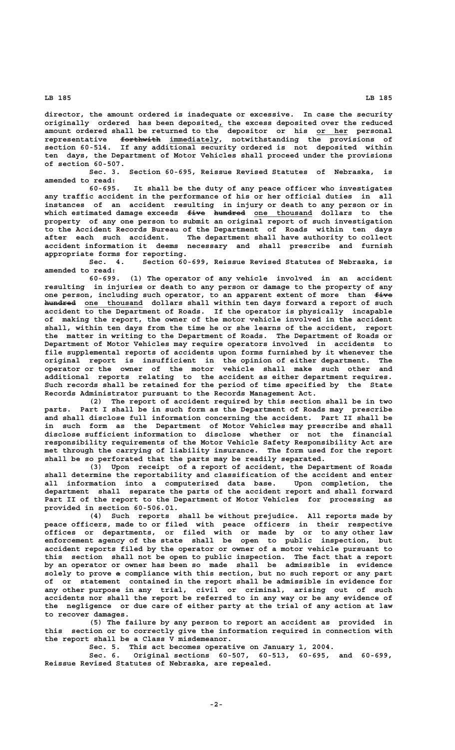director, the amount ordered is inadequate or excessive. In case the security originally ordered has been deposited, the excess deposited over the reduced amount ordered shall be returned to the depositor or his or her personal representative ~~forthwith~~ immediately, notwithstanding the provisions of section 60-514. If any additional security ordered is not deposited within ten days, the Department of Motor Vehicles shall proceed under the provisions of section 60-507.

Sec. 3. Section 60-695, Reissue Revised Statutes of Nebraska, is amended to read:

60-695. It shall be the duty of any peace officer who investigates any traffic accident in the performance of his or her official duties in all instances of an accident resulting in injury or death to any person or in which estimated damage exceeds ~~five hundred~~ one thousand dollars to the property of any one person to submit an original report of such investigation to the Accident Records Bureau of the Department of Roads within ten days after each such accident. The department shall have authority to collect accident information it deems necessary and shall prescribe and furnish appropriate forms for reporting.

Sec. 4. Section 60-699, Reissue Revised Statutes of Nebraska, is amended to read:

60-699. (1) The operator of any vehicle involved in an accident resulting in injuries or death to any person or damage to the property of any one person, including such operator, to an apparent extent of more than ~~five hundred~~ one thousand dollars shall within ten days forward a report of such accident to the Department of Roads. If the operator is physically incapable of making the report, the owner of the motor vehicle involved in the accident shall, within ten days from the time he or she learns of the accident, report the matter in writing to the Department of Roads. The Department of Roads or Department of Motor Vehicles may require operators involved in accidents to file supplemental reports of accidents upon forms furnished by it whenever the original report is insufficient in the opinion of either department. The operator or the owner of the motor vehicle shall make such other and additional reports relating to the accident as either department requires. Such records shall be retained for the period of time specified by the State Records Administrator pursuant to the Records Management Act.

(2) The report of accident required by this section shall be in two parts. Part I shall be in such form as the Department of Roads may prescribe and shall disclose full information concerning the accident. Part II shall be in such form as the Department of Motor Vehicles may prescribe and shall disclose sufficient information to disclose whether or not the financial responsibility requirements of the Motor Vehicle Safety Responsibility Act are met through the carrying of liability insurance. The form used for the report shall be so perforated that the parts may be readily separated.

(3) Upon receipt of a report of accident, the Department of Roads shall determine the reportability and classification of the accident and enter all information into a computerized data base. Upon completion, the department shall separate the parts of the accident report and shall forward Part II of the report to the Department of Motor Vehicles for processing as provided in section 60-506.01.

(4) Such reports shall be without prejudice. All reports made by peace officers, made to or filed with peace officers in their respective offices or departments, or filed with or made by or to any other law enforcement agency of the state shall be open to public inspection, but accident reports filed by the operator or owner of a motor vehicle pursuant to this section shall not be open to public inspection. The fact that a report by an operator or owner has been so made shall be admissible in evidence solely to prove ~~a~~ compliance with this section, but no such report or any part of or statement contained in the report shall be admissible in evidence for any other purpose in any trial, civil or criminal, arising out of such accidents nor shall the report be referred to in any way or be any evidence of the negligence or due care of either party at the trial of any action at law to recover damages.

(5) The failure by any person to report an accident as provided in this section or to correctly give the information required in connection with the report shall be a Class V misdemeanor.

Sec. 5. This act becomes operative on January 1, 2004.

Sec. 6. Original sections 60-507, 60-513, 60-695, and 60-699, Reissue Revised Statutes of Nebraska, are repealed.